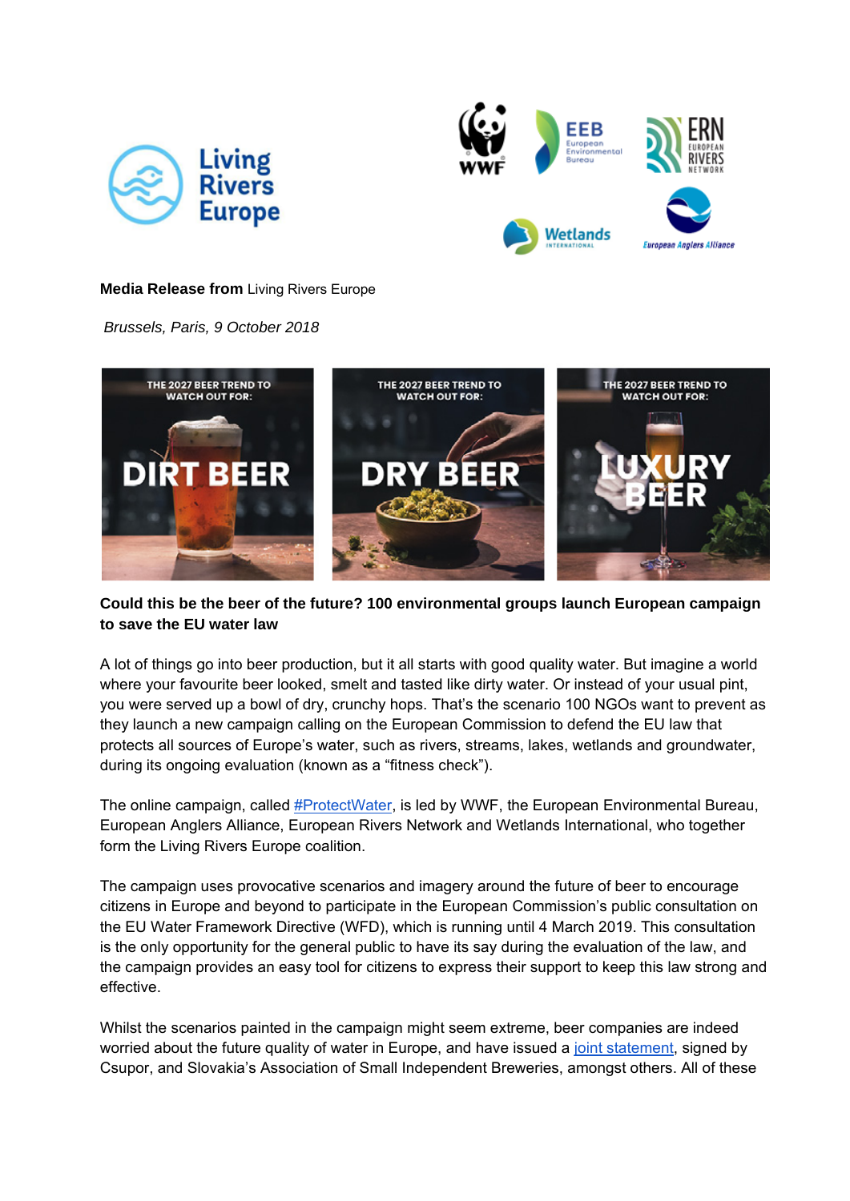**Media Release from** Living Rivers Europe

*Brussels, Paris, 9 October 2018*

**Could this be the beer of the future? 100 environmental groups launch European campaign to save the EU water law**

A lot of things go into beer production, but it all starts with good quality water. But imagine a world where your favourite beer looked, smelt and tasted like dirty water. Or instead of your usual pint, you were served up a bowl of dry, crunchy hops. That's the scenario 100 NGOs want to prevent as they launch a new campaign calling on the European Commission to defend the EU law that protects all sources of Europe's water, such as rivers, streams, lakes, wetlands and groundwater, during its ongoing evaluation (known as a "fitness check").

The online campaign, called #ProtectWater, is led by WWF, the European Environmental Bureau, European Anglers Alliance, European Rivers Network and Wetlands International, who together form the Living Rivers Europe coalition.

The campaign uses provocative scenarios and imagery around the future of beer to encourage citizens in Europe and beyond to participate in the European Commission's public consultation on the EU Water Framework Directive (WFD), which is running until 4 March 2019. This consultation is the only opportunity for the general public to have its say during the evaluation of the law, and the campaign provides an easy tool for citizens to express their support to keep this law strong and effective.

Whilst the scenarios painted in the campaign might seem extreme, beer companies are indeed worried about the future quality of water in Europe, and have issued a joint statement, signed by Csupor, and Slovakia's Association of Small Independent Breweries, amongst others. All of these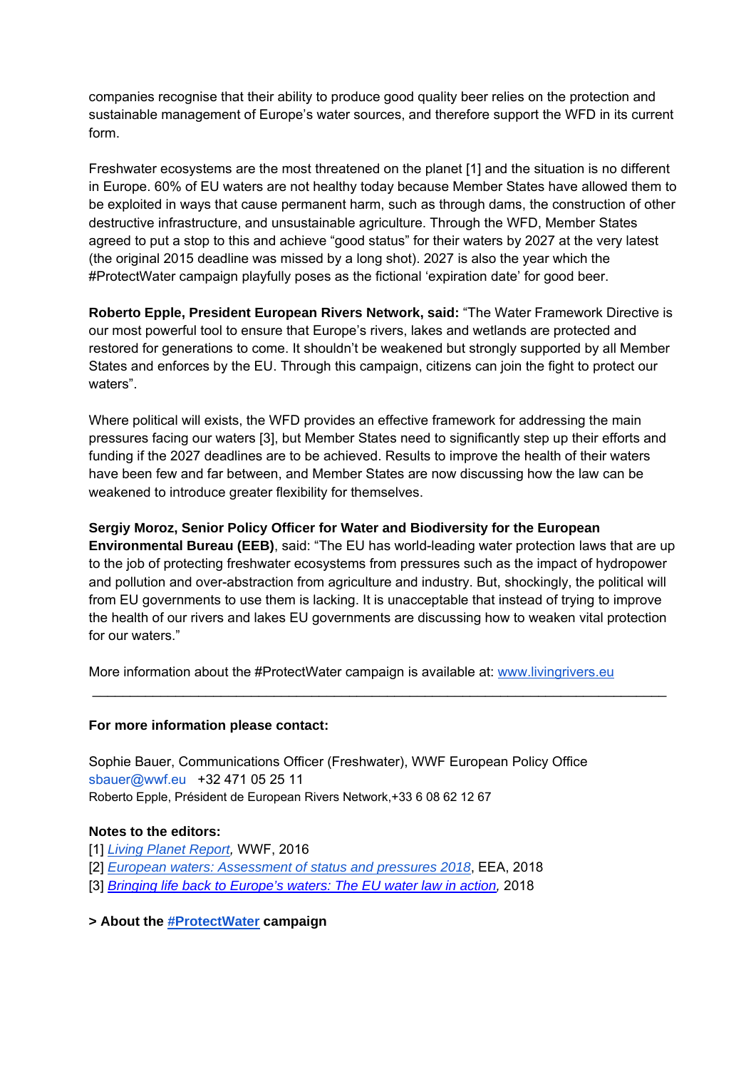companies recognise that their ability to produce good quality beer relies on the protection and sustainable management of Europe's water sources, and therefore support the WFD in its current form.

Freshwater ecosystems are the most threatened on the planet [1] and the situation is no different in Europe. 60% of EU waters are not healthy today because Member States have allowed them to be exploited in ways that cause permanent harm, such as through dams, the construction of other destructive infrastructure, and unsustainable agriculture. Through the WFD, Member States agreed to put a stop to this and achieve "good status" for their waters by 2027 at the very latest (the original 2015 deadline was missed by a long shot). 2027 is also the year which the #ProtectWater campaign playfully poses as the fictional 'expiration date' for good beer.

**Roberto Epple, President European Rivers Network, said:** "The Water Framework Directive is our most powerful tool to ensure that Europe's rivers, lakes and wetlands are protected and restored for generations to come. It shouldn't be weakened but strongly supported by all Member States and enforces by the EU. Through this campaign, citizens can join the fight to protect our waters".

Where political will exists, the WFD provides an effective framework for addressing the main pressures facing our waters [3], but Member States need to significantly step up their efforts and funding if the 2027 deadlines are to be achieved. Results to improve the health of their waters have been few and far between, and Member States are now discussing how the law can be weakened to introduce greater flexibility for themselves.

**Sergiy Moroz, Senior Policy Officer for Water and Biodiversity for the European Environmental Bureau (EEB)**, said: "The EU has world-leading water protection laws that are up to the job of protecting freshwater ecosystems from pressures such as the impact of hydropower and pollution and over-abstraction from agriculture and industry. But, shockingly, the political will from EU governments to use them is lacking. It is unacceptable that instead of trying to improve the health of our rivers and lakes EU governments are discussing how to weaken vital protection for our waters."

More information about the #ProtectWater campaign is available at: www.livingrivers.eu

---

**For more information please contact:**

Sophie Bauer, Communications Officer (Freshwater), WWF European Policy Office
sbauer@wwf.eu +32 471 05 25 11
Roberto Epple, Président de European Rivers Network,+33 6 08 62 12 67

**Notes to the editors:**
[1] *Living Planet Report,* WWF, 2016
[2] *European waters: Assessment of status and pressures 2018*, EEA, 2018
[3] *Bringing life back to Europe's waters: The EU water law in action,* 2018

**> About the #ProtectWater campaign**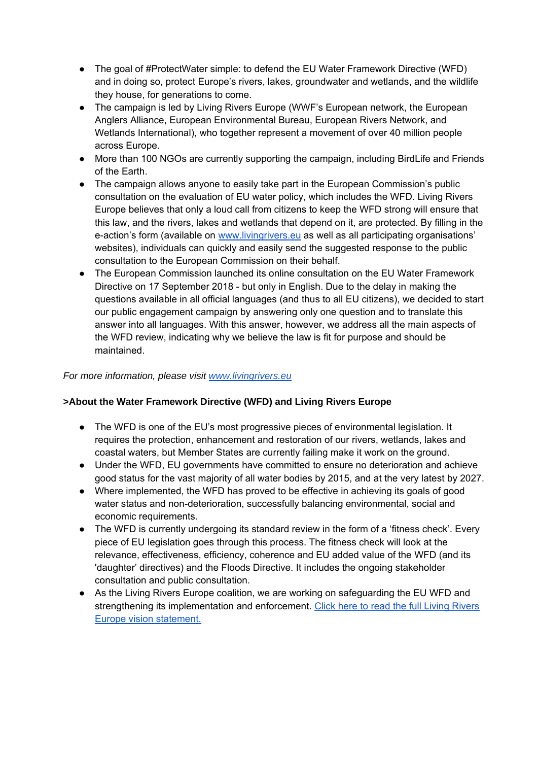- The goal of #ProtectWater simple: to defend the EU Water Framework Directive (WFD) and in doing so, protect Europe's rivers, lakes, groundwater and wetlands, and the wildlife they house, for generations to come.
- The campaign is led by Living Rivers Europe (WWF's European network, the European Anglers Alliance, European Environmental Bureau, European Rivers Network, and Wetlands International), who together represent a movement of over 40 million people across Europe.
- More than 100 NGOs are currently supporting the campaign, including BirdLife and Friends of the Earth.
- The campaign allows anyone to easily take part in the European Commission's public consultation on the evaluation of EU water policy, which includes the WFD. Living Rivers Europe believes that only a loud call from citizens to keep the WFD strong will ensure that this law, and the rivers, lakes and wetlands that depend on it, are protected. By filling in the e-action's form (available on [www.livingrivers.eu](http://www.livingrivers.eu) as well as all participating organisations' websites), individuals can quickly and easily send the suggested response to the public consultation to the European Commission on their behalf.
- The European Commission launched its online consultation on the EU Water Framework Directive on 17 September 2018 - but only in English. Due to the delay in making the questions available in all official languages (and thus to all EU citizens), we decided to start our public engagement campaign by answering only one question and to translate this answer into all languages. With this answer, however, we address all the main aspects of the WFD review, indicating why we believe the law is fit for purpose and should be maintained.

*For more information, please visit [www.livingrivers.eu](http://www.livingrivers.eu)*

**>About the Water Framework Directive (WFD) and Living Rivers Europe**

- The WFD is one of the EU's most progressive pieces of environmental legislation. It requires the protection, enhancement and restoration of our rivers, wetlands, lakes and coastal waters, but Member States are currently failing make it work on the ground.
- Under the WFD, EU governments have committed to ensure no deterioration and achieve good status for the vast majority of all water bodies by 2015, and at the very latest by 2027.
- Where implemented, the WFD has proved to be effective in achieving its goals of good water status and non-deterioration, successfully balancing environmental, social and economic requirements.
- The WFD is currently undergoing its standard review in the form of a 'fitness check'. Every piece of EU legislation goes through this process. The fitness check will look at the relevance, effectiveness, efficiency, coherence and EU added value of the WFD (and its 'daughter' directives) and the Floods Directive. It includes the ongoing stakeholder consultation and public consultation.
- As the Living Rivers Europe coalition, we are working on safeguarding the EU WFD and strengthening its implementation and enforcement. Click here to read the full Living Rivers Europe vision statement.